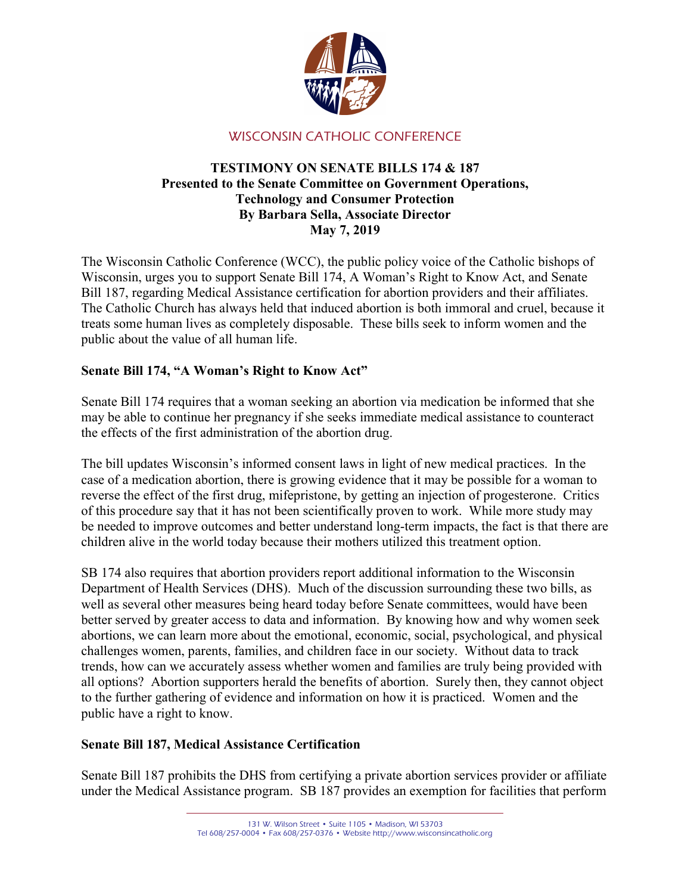WISCONSIN CATHOLIC CONFERENCE

**TESTIMONY ON SENATE BILLS 174 & 187**
**Presented to the Senate Committee on Government Operations, Technology and Consumer Protection**
**By Barbara Sella, Associate Director**
**May 7, 2019**

The Wisconsin Catholic Conference (WCC), the public policy voice of the Catholic bishops of Wisconsin, urges you to support Senate Bill 174, A Woman's Right to Know Act, and Senate Bill 187, regarding Medical Assistance certification for abortion providers and their affiliates. The Catholic Church has always held that induced abortion is both immoral and cruel, because it treats some human lives as completely disposable. These bills seek to inform women and the public about the value of all human life.

**Senate Bill 174, "A Woman's Right to Know Act"**

Senate Bill 174 requires that a woman seeking an abortion via medication be informed that she may be able to continue her pregnancy if she seeks immediate medical assistance to counteract the effects of the first administration of the abortion drug.

The bill updates Wisconsin's informed consent laws in light of new medical practices. In the case of a medication abortion, there is growing evidence that it may be possible for a woman to reverse the effect of the first drug, mifepristone, by getting an injection of progesterone. Critics of this procedure say that it has not been scientifically proven to work. While more study may be needed to improve outcomes and better understand long-term impacts, the fact is that there are children alive in the world today because their mothers utilized this treatment option.

SB 174 also requires that abortion providers report additional information to the Wisconsin Department of Health Services (DHS). Much of the discussion surrounding these two bills, as well as several other measures being heard today before Senate committees, would have been better served by greater access to data and information. By knowing how and why women seek abortions, we can learn more about the emotional, economic, social, psychological, and physical challenges women, parents, families, and children face in our society. Without data to track trends, how can we accurately assess whether women and families are truly being provided with all options? Abortion supporters herald the benefits of abortion. Surely then, they cannot object to the further gathering of evidence and information on how it is practiced. Women and the public have a right to know.

**Senate Bill 187, Medical Assistance Certification**

Senate Bill 187 prohibits the DHS from certifying a private abortion services provider or affiliate under the Medical Assistance program. SB 187 provides an exemption for facilities that perform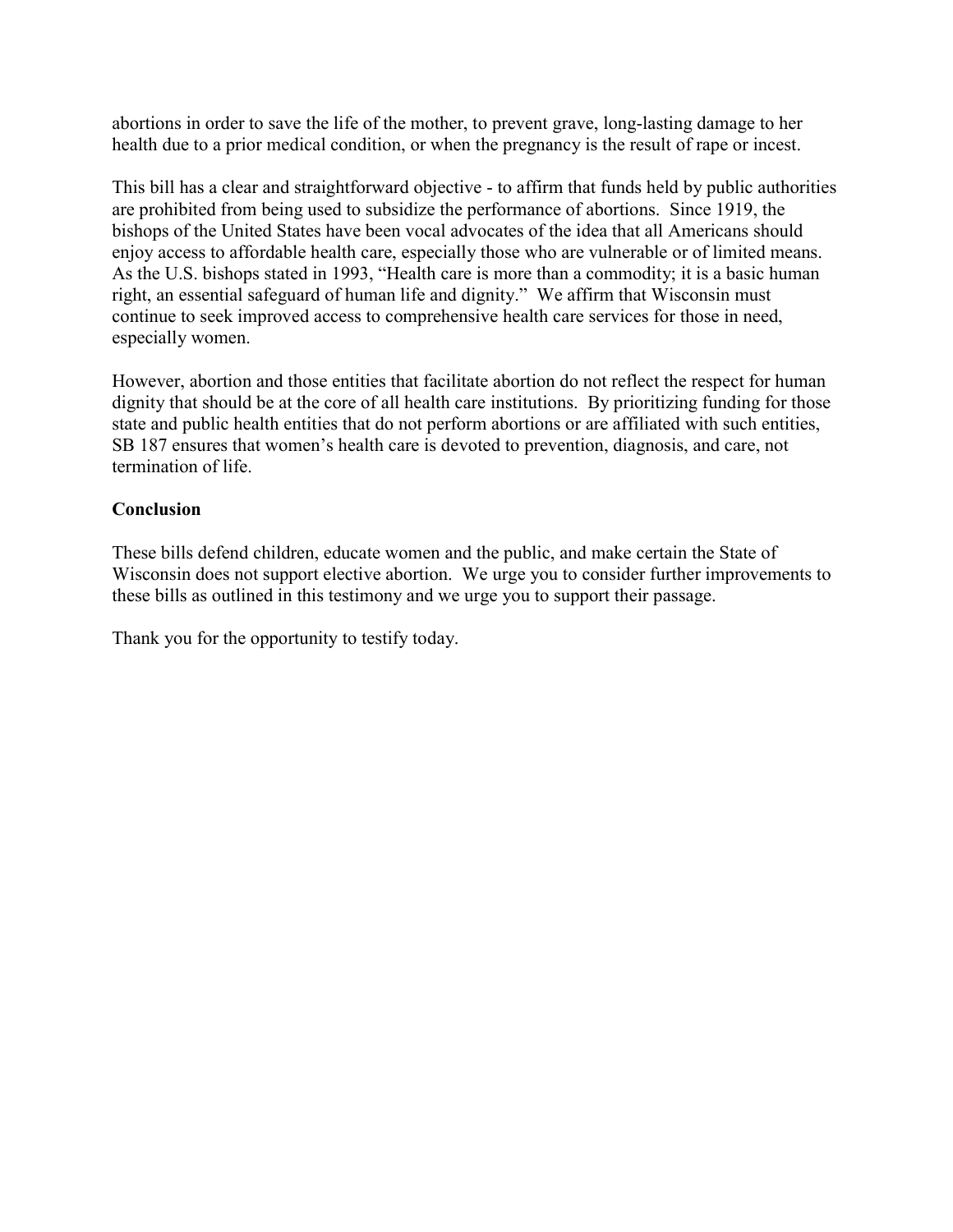abortions in order to save the life of the mother, to prevent grave, long-lasting damage to her health due to a prior medical condition, or when the pregnancy is the result of rape or incest.

This bill has a clear and straightforward objective - to affirm that funds held by public authorities are prohibited from being used to subsidize the performance of abortions. Since 1919, the bishops of the United States have been vocal advocates of the idea that all Americans should enjoy access to affordable health care, especially those who are vulnerable or of limited means. As the U.S. bishops stated in 1993, "Health care is more than a commodity; it is a basic human right, an essential safeguard of human life and dignity." We affirm that Wisconsin must continue to seek improved access to comprehensive health care services for those in need, especially women.

However, abortion and those entities that facilitate abortion do not reflect the respect for human dignity that should be at the core of all health care institutions. By prioritizing funding for those state and public health entities that do not perform abortions or are affiliated with such entities, SB 187 ensures that women's health care is devoted to prevention, diagnosis, and care, not termination of life.

**Conclusion**

These bills defend children, educate women and the public, and make certain the State of Wisconsin does not support elective abortion. We urge you to consider further improvements to these bills as outlined in this testimony and we urge you to support their passage.

Thank you for the opportunity to testify today.